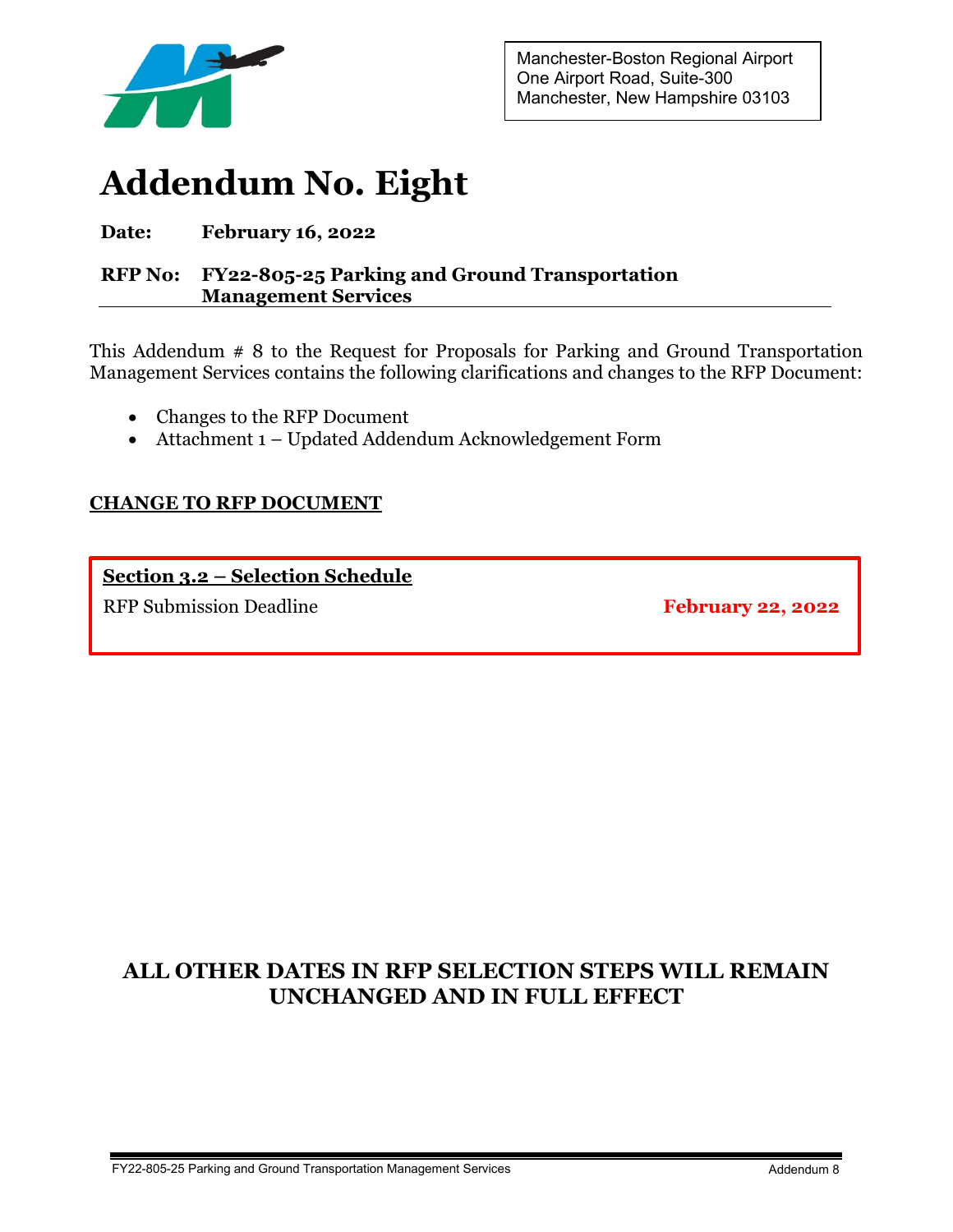Manchester-Boston Regional Airport
One Airport Road, Suite-300
Manchester, New Hampshire 03103

# Addendum No. Eight

**Date:** **February 16, 2022**

**RFP No:** **FY22-805-25 Parking and Ground Transportation Management Services**

This Addendum # 8 to the Request for Proposals for Parking and Ground Transportation Management Services contains the following clarifications and changes to the RFP Document:

- Changes to the RFP Document
- Attachment 1 – Updated Addendum Acknowledgement Form

## CHANGE TO RFP DOCUMENT

**Section 3.2 – Selection Schedule**

RFP Submission Deadline **February 22, 2022**

## ALL OTHER DATES IN RFP SELECTION STEPS WILL REMAIN UNCHANGED AND IN FULL EFFECT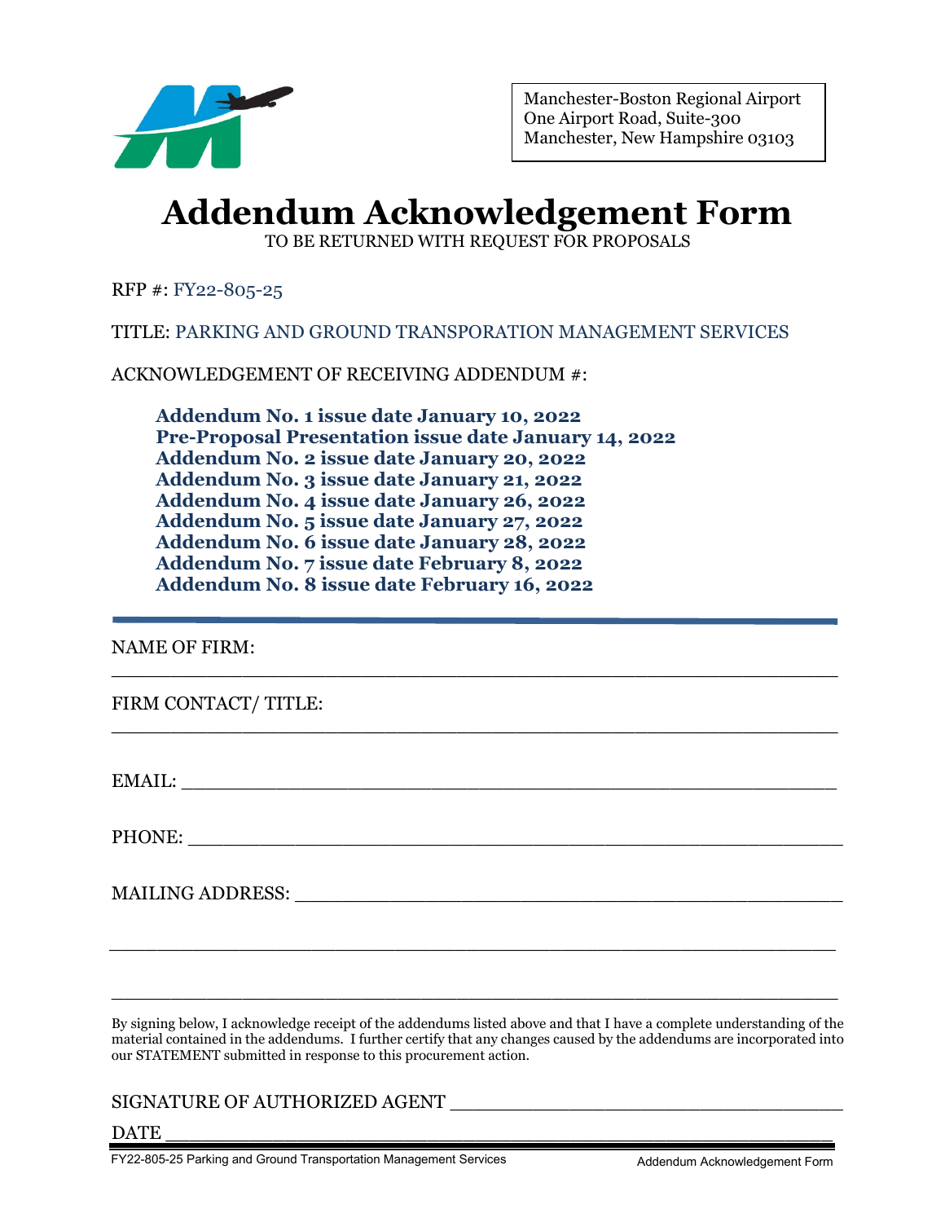Manchester-Boston Regional Airport
One Airport Road, Suite-300
Manchester, New Hampshire 03103

# Addendum Acknowledgement Form

TO BE RETURNED WITH REQUEST FOR PROPOSALS

RFP #: FY22-805-25

TITLE: PARKING AND GROUND TRANSPORATION MANAGEMENT SERVICES

ACKNOWLEDGEMENT OF RECEIVING ADDENDUM #:

**Addendum No. 1 issue date January 10, 2022**
**Pre-Proposal Presentation issue date January 14, 2022**
**Addendum No. 2 issue date January 20, 2022**
**Addendum No. 3 issue date January 21, 2022**
**Addendum No. 4 issue date January 26, 2022**
**Addendum No. 5 issue date January 27, 2022**
**Addendum No. 6 issue date January 28, 2022**
**Addendum No. 7 issue date February 8, 2022**
**Addendum No. 8 issue date February 16, 2022**

---

NAME OF FIRM: ______________________________________________________

FIRM CONTACT/ TITLE: ______________________________________________________

EMAIL: ______________________________________________________

PHONE: ______________________________________________________

MAILING ADDRESS: ______________________________________________________

______________________________________________________

______________________________________________________

By signing below, I acknowledge receipt of the addendums listed above and that I have a complete understanding of the material contained in the addendums. I further certify that any changes caused by the addendums are incorporated into our STATEMENT submitted in response to this procurement action.

SIGNATURE OF AUTHORIZED AGENT ____________________________________

DATE ______________________________________________________